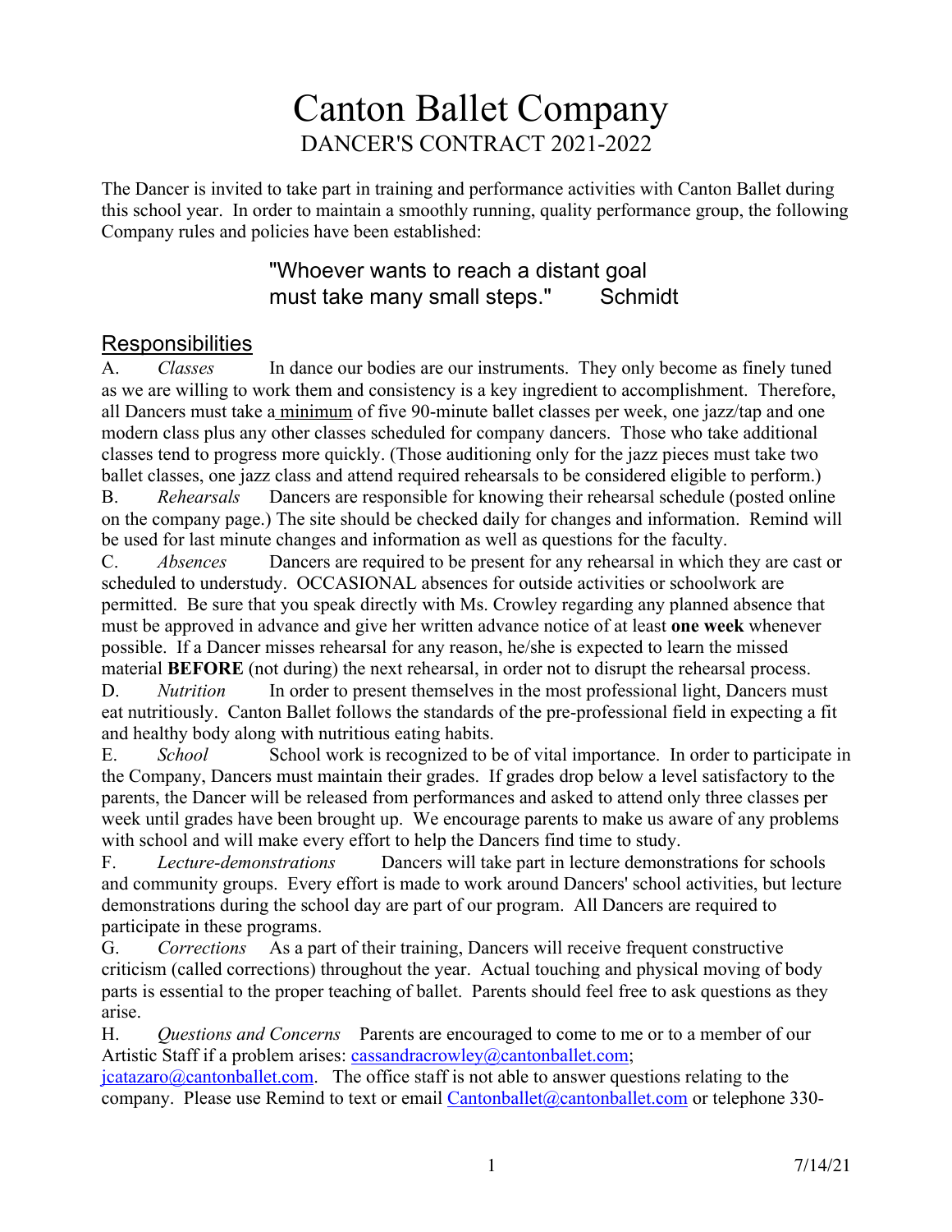# Canton Ballet Company

## DANCER'S CONTRACT 2021-2022

The Dancer is invited to take part in training and performance activities with Canton Ballet during this school year. In order to maintain a smoothly running, quality performance group, the following Company rules and policies have been established:

> "Whoever wants to reach a distant goal
> must take many small steps."    Schmidt

## Responsibilities

A. *Classes* In dance our bodies are our instruments. They only become as finely tuned as we are willing to work them and consistency is a key ingredient to accomplishment. Therefore, all Dancers must take a minimum of five 90-minute ballet classes per week, one jazz/tap and one modern class plus any other classes scheduled for company dancers. Those who take additional classes tend to progress more quickly. (Those auditioning only for the jazz pieces must take two ballet classes, one jazz class and attend required rehearsals to be considered eligible to perform.)

B. *Rehearsals* Dancers are responsible for knowing their rehearsal schedule (posted online on the company page.) The site should be checked daily for changes and information. Remind will be used for last minute changes and information as well as questions for the faculty.

C. *Absences* Dancers are required to be present for any rehearsal in which they are cast or scheduled to understudy. OCCASIONAL absences for outside activities or schoolwork are permitted. Be sure that you speak directly with Ms. Crowley regarding any planned absence that must be approved in advance and give her written advance notice of at least **one week** whenever possible. If a Dancer misses rehearsal for any reason, he/she is expected to learn the missed material **BEFORE** (not during) the next rehearsal, in order not to disrupt the rehearsal process.

D. *Nutrition* In order to present themselves in the most professional light, Dancers must eat nutritiously. Canton Ballet follows the standards of the pre-professional field in expecting a fit and healthy body along with nutritious eating habits.

E. *School* School work is recognized to be of vital importance. In order to participate in the Company, Dancers must maintain their grades. If grades drop below a level satisfactory to the parents, the Dancer will be released from performances and asked to attend only three classes per week until grades have been brought up. We encourage parents to make us aware of any problems with school and will make every effort to help the Dancers find time to study.

F. *Lecture-demonstrations* Dancers will take part in lecture demonstrations for schools and community groups. Every effort is made to work around Dancers' school activities, but lecture demonstrations during the school day are part of our program. All Dancers are required to participate in these programs.

G. *Corrections* As a part of their training, Dancers will receive frequent constructive criticism (called corrections) throughout the year. Actual touching and physical moving of body parts is essential to the proper teaching of ballet. Parents should feel free to ask questions as they arise.

H. *Questions and Concerns* Parents are encouraged to come to me or to a member of our Artistic Staff if a problem arises: cassandracrowley@cantonballet.com; jcatazaro@cantonballet.com. The office staff is not able to answer questions relating to the company. Please use Remind to text or email Cantonballet@cantonballet.com or telephone 330-

7/14/21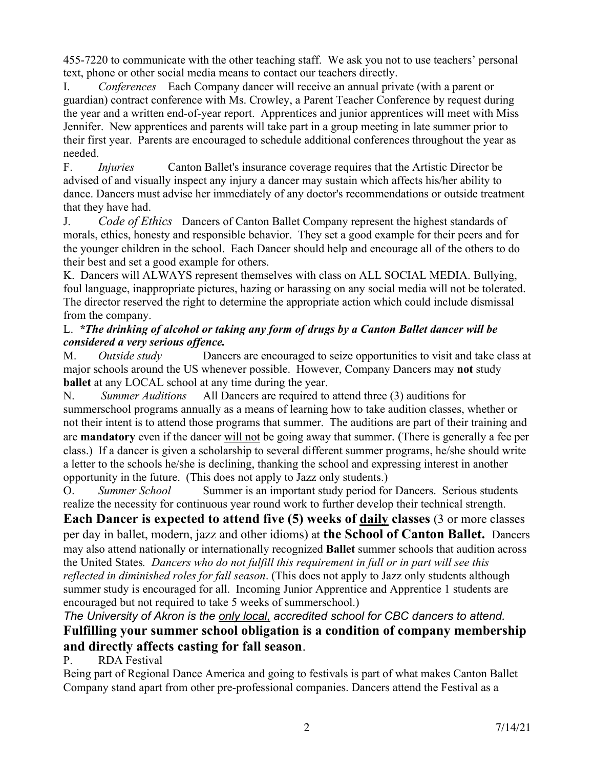455-7220 to communicate with the other teaching staff. We ask you not to use teachers' personal text, phone or other social media means to contact our teachers directly.

I. *Conferences* Each Company dancer will receive an annual private (with a parent or guardian) contract conference with Ms. Crowley, a Parent Teacher Conference by request during the year and a written end-of-year report. Apprentices and junior apprentices will meet with Miss Jennifer. New apprentices and parents will take part in a group meeting in late summer prior to their first year. Parents are encouraged to schedule additional conferences throughout the year as needed.

F. *Injuries* Canton Ballet's insurance coverage requires that the Artistic Director be advised of and visually inspect any injury a dancer may sustain which affects his/her ability to dance. Dancers must advise her immediately of any doctor's recommendations or outside treatment that they have had.

J. *Code of Ethics* Dancers of Canton Ballet Company represent the highest standards of morals, ethics, honesty and responsible behavior. They set a good example for their peers and for the younger children in the school. Each Dancer should help and encourage all of the others to do their best and set a good example for others.

K. Dancers will ALWAYS represent themselves with class on ALL SOCIAL MEDIA. Bullying, foul language, inappropriate pictures, hazing or harassing on any social media will not be tolerated. The director reserved the right to determine the appropriate action which could include dismissal from the company.

L. ***The drinking of alcohol or taking any form of drugs by a Canton Ballet dancer will be considered a very serious offence.***

M. *Outside study* Dancers are encouraged to seize opportunities to visit and take class at major schools around the US whenever possible. However, Company Dancers may **not** study **ballet** at any LOCAL school at any time during the year.

N. *Summer Auditions* All Dancers are required to attend three (3) auditions for summerschool programs annually as a means of learning how to take audition classes, whether or not their intent is to attend those programs that summer. The auditions are part of their training and are **mandatory** even if the dancer <u>will not</u> be going away that summer. (There is generally a fee per class.) If a dancer is given a scholarship to several different summer programs, he/she should write a letter to the schools he/she is declining, thanking the school and expressing interest in another opportunity in the future. (This does not apply to Jazz only students.)

O. *Summer School* Summer is an important study period for Dancers. Serious students realize the necessity for continuous year round work to further develop their technical strength. **Each Dancer is expected to attend five (5) weeks of <u>daily</u> classes** (3 or more classes per day in ballet, modern, jazz and other idioms) at **the School of Canton Ballet.** Dancers may also attend nationally or internationally recognized **Ballet** summer schools that audition across the United States. *Dancers who do not fulfill this requirement in full or in part will see this reflected in diminished roles for fall season*. (This does not apply to Jazz only students although summer study is encouraged for all. Incoming Junior Apprentice and Apprentice 1 students are encouraged but not required to take 5 weeks of summerschool.)

*The University of Akron is the <u>only local,</u> accredited school for CBC dancers to attend.*

**Fulfilling your summer school obligation is a condition of company membership and directly affects casting for fall season**.

P. RDA Festival

Being part of Regional Dance America and going to festivals is part of what makes Canton Ballet Company stand apart from other pre-professional companies. Dancers attend the Festival as a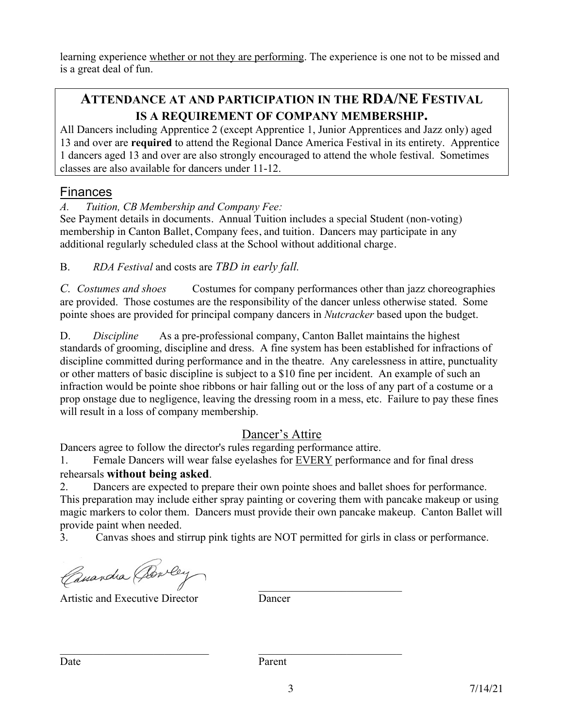learning experience whether or not they are performing. The experience is one not to be missed and is a great deal of fun.

## ATTENDANCE AT AND PARTICIPATION IN THE RDA/NE FESTIVAL IS A REQUIREMENT OF COMPANY MEMBERSHIP.

All Dancers including Apprentice 2 (except Apprentice 1, Junior Apprentices and Jazz only) aged 13 and over are **required** to attend the Regional Dance America Festival in its entirety. Apprentice 1 dancers aged 13 and over are also strongly encouraged to attend the whole festival. Sometimes classes are also available for dancers under 11-12.

## Finances

*A. Tuition, CB Membership and Company Fee:*
See Payment details in documents. Annual Tuition includes a special Student (non-voting) membership in Canton Ballet, Company fees, and tuition. Dancers may participate in any additional regularly scheduled class at the School without additional charge.

B. *RDA Festival* and costs are *TBD in early fall.*

*C. Costumes and shoes* Costumes for company performances other than jazz choreographies are provided. Those costumes are the responsibility of the dancer unless otherwise stated. Some pointe shoes are provided for principal company dancers in *Nutcracker* based upon the budget.

D. *Discipline* As a pre-professional company, Canton Ballet maintains the highest standards of grooming, discipline and dress. A fine system has been established for infractions of discipline committed during performance and in the theatre. Any carelessness in attire, punctuality or other matters of basic discipline is subject to a $10 fine per incident. An example of such an infraction would be pointe shoe ribbons or hair falling out or the loss of any part of a costume or a prop onstage due to negligence, leaving the dressing room in a mess, etc. Failure to pay these fines will result in a loss of company membership.

## Dancer's Attire

Dancers agree to follow the director's rules regarding performance attire.

1. Female Dancers will wear false eyelashes for EVERY performance and for final dress rehearsals **without being asked**.
2. Dancers are expected to prepare their own pointe shoes and ballet shoes for performance. This preparation may include either spray painting or covering them with pancake makeup or using magic markers to color them. Dancers must provide their own pancake makeup. Canton Ballet will provide paint when needed.
3. Canvas shoes and stirrup pink tights are NOT permitted for girls in class or performance.

Cassandra Rowley

Artistic and Executive Director ______________________ Dancer

______________________ Date ______________________ Parent